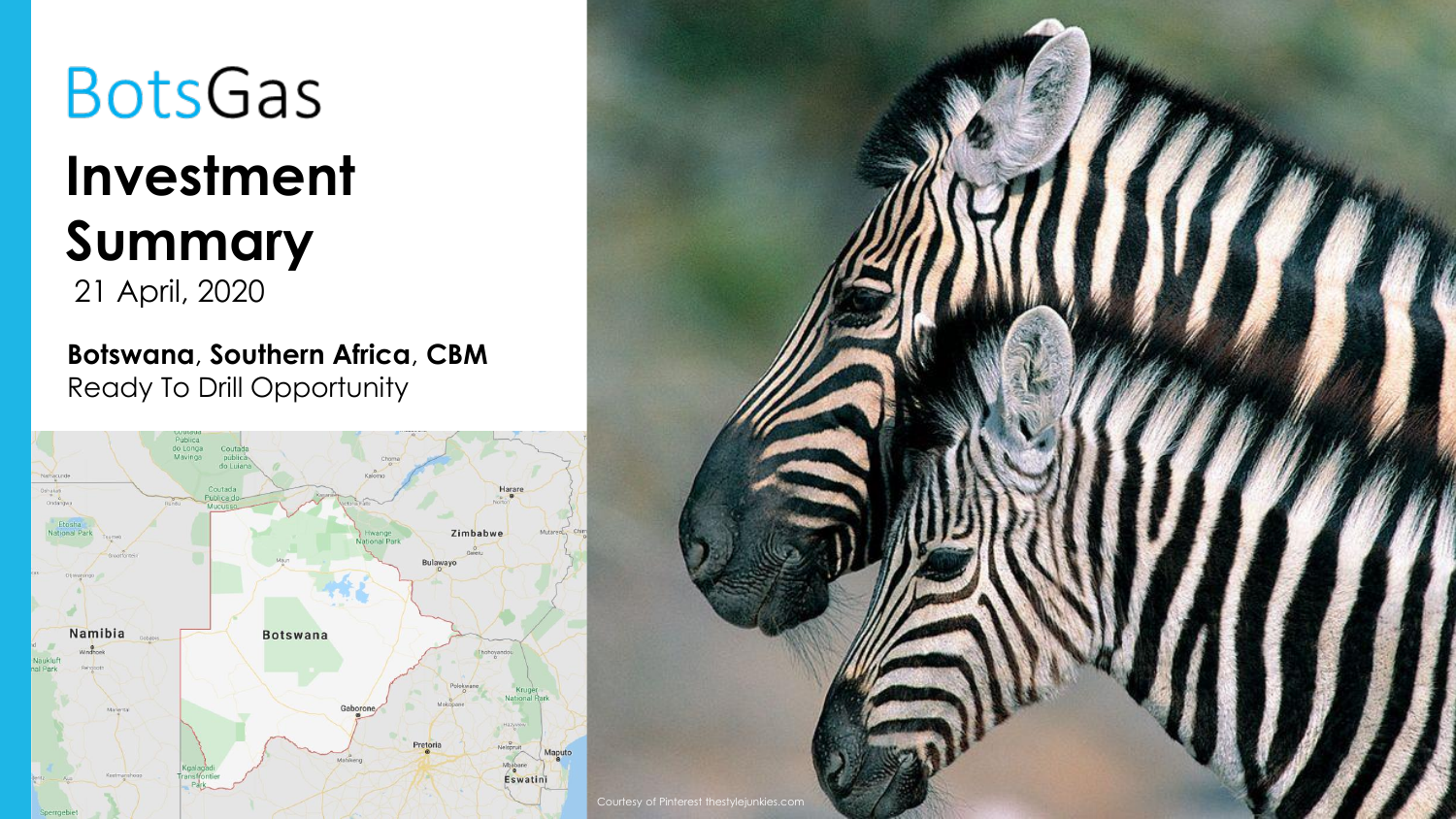# BotsGas

## Investment Summary

21 April, 2020

**Botswana**, **Southern Africa**, **CBM**
Ready To Drill Opportunity

Courtesy of Pinterest thestylejunkies.com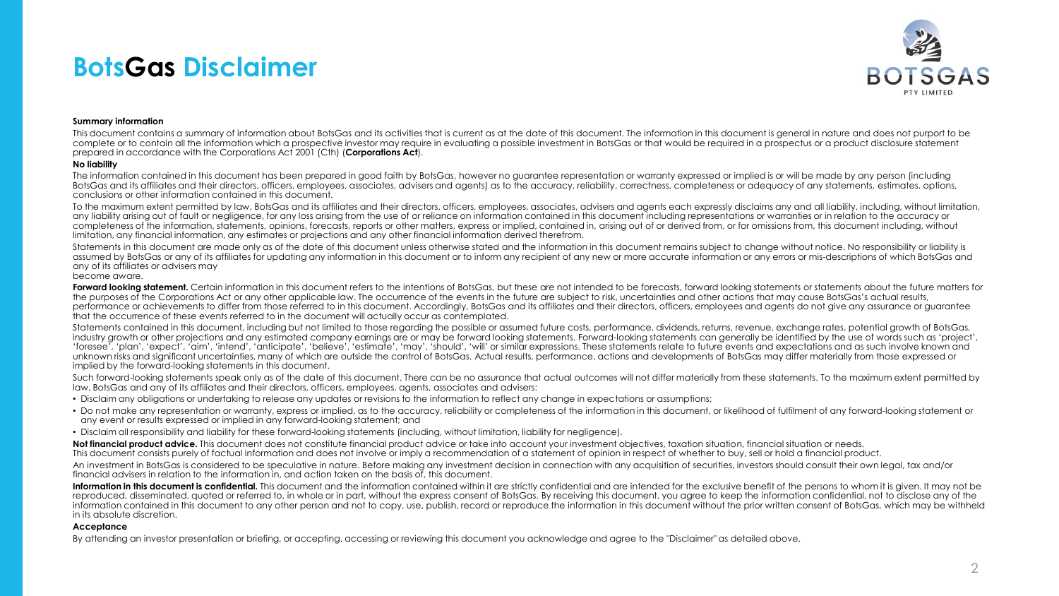# BotsGas Disclaimer

**Summary information**

This document contains a summary of information about BotsGas and its activities that is current as at the date of this document. The information in this document is general in nature and does not purport to be complete or to contain all the information which a prospective investor may require in evaluating a possible investment in BotsGas or that would be required in a prospectus or a product disclosure statement prepared in accordance with the Corporations Act 2001 (Cth) (**Corporations Act**).

**No liability**

The information contained in this document has been prepared in good faith by BotsGas, however no guarantee representation or warranty expressed or implied is or will be made by any person (including BotsGas and its affiliates and their directors, officers, employees, associates, advisers and agents) as to the accuracy, reliability, correctness, completeness or adequacy of any statements, estimates, options, conclusions or other information contained in this document.

To the maximum extent permitted by law, BotsGas and its affiliates and their directors, officers, employees, associates, advisers and agents each expressly disclaims any and all liability, including, without limitation, any liability arising out of fault or negligence, for any loss arising from the use of or reliance on information contained in this document including representations or warranties or in relation to the accuracy or completeness of the information, statements, opinions, forecasts, reports or other matters, express or implied, contained in, arising out of or derived from, or for omissions from, this document including, without limitation, any financial information, any estimates or projections and any other financial information derived therefrom.

Statements in this document are made only as of the date of this document unless otherwise stated and the information in this document remains subject to change without notice. No responsibility or liability is assumed by BotsGas or any of its affiliates for updating any information in this document or to inform any recipient of any new or more accurate information or any errors or mis-descriptions of which BotsGas and any of its affiliates or advisers may become aware.

**Forward looking statement.** Certain information in this document refers to the intentions of BotsGas, but these are not intended to be forecasts, forward looking statements or statements about the future matters for the purposes of the Corporations Act or any other applicable law. The occurrence of the events in the future are subject to risk, uncertainties and other actions that may cause BotsGas's actual results, performance or achievements to differ from those referred to in this document. Accordingly, BotsGas and its affiliates and their directors, officers, employees and agents do not give any assurance or guarantee that the occurrence of these events referred to in the document will actually occur as contemplated.

Statements contained in this document, including but not limited to those regarding the possible or assumed future costs, performance, dividends, returns, revenue, exchange rates, potential growth of BotsGas, industry growth or other projections and any estimated company earnings are or may be forward looking statements. Forward-looking statements can generally be identified by the use of words such as 'project', 'foresee', 'plan', 'expect', 'aim', 'intend', 'anticipate', 'believe', 'estimate', 'may', 'should', 'will' or similar expressions. These statements relate to future events and expectations and as such involve known and unknown risks and significant uncertainties, many of which are outside the control of BotsGas. Actual results, performance, actions and developments of BotsGas may differ materially from those expressed or implied by the forward-looking statements in this document.

Such forward-looking statements speak only as of the date of this document. There can be no assurance that actual outcomes will not differ materially from these statements. To the maximum extent permitted by law, BotsGas and any of its affiliates and their directors, officers, employees, agents, associates and advisers:

- Disclaim any obligations or undertaking to release any updates or revisions to the information to reflect any change in expectations or assumptions;
- Do not make any representation or warranty, express or implied, as to the accuracy, reliability or completeness of the information in this document, or likelihood of fulfilment of any forward-looking statement or any event or results expressed or implied in any forward-looking statement; and
- Disclaim all responsibility and liability for these forward-looking statements (including, without limitation, liability for negligence).

**Not financial product advice.** This document does not constitute financial product advice or take into account your investment objectives, taxation situation, financial situation or needs. This document consists purely of factual information and does not involve or imply a recommendation of a statement of opinion in respect of whether to buy, sell or hold a financial product.

An investment in BotsGas is considered to be speculative in nature. Before making any investment decision in connection with any acquisition of securities, investors should consult their own legal, tax and/or financial advisers in relation to the information in, and action taken on the basis of, this document.

**Information in this document is confidential.** This document and the information contained within it are strictly confidential and are intended for the exclusive benefit of the persons to whom it is given. It may not be reproduced, disseminated, quoted or referred to, in whole or in part, without the express consent of BotsGas. By receiving this document, you agree to keep the information confidential, not to disclose any of the information contained in this document to any other person and not to copy, use, publish, record or reproduce the information in this document without the prior written consent of BotsGas, which may be withheld in its absolute discretion.

**Acceptance**

By attending an investor presentation or briefing, or accepting, accessing or reviewing this document you acknowledge and agree to the "Disclaimer" as detailed above.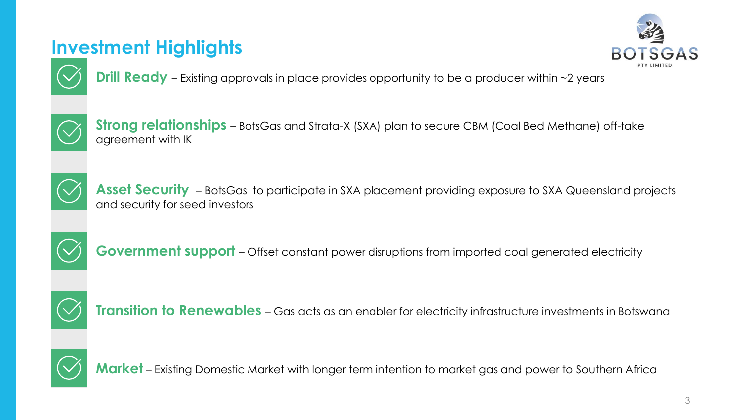# Investment Highlights

- **Drill Ready** – Existing approvals in place provides opportunity to be a producer within ~2 years
- **Strong relationships** – BotsGas and Strata-X (SXA) plan to secure CBM (Coal Bed Methane) off-take agreement with IK
- **Asset Security** – BotsGas to participate in SXA placement providing exposure to SXA Queensland projects and security for seed investors
- **Government support** – Offset constant power disruptions from imported coal generated electricity
- **Transition to Renewables** – Gas acts as an enabler for electricity infrastructure investments in Botswana
- **Market** – Existing Domestic Market with longer term intention to market gas and power to Southern Africa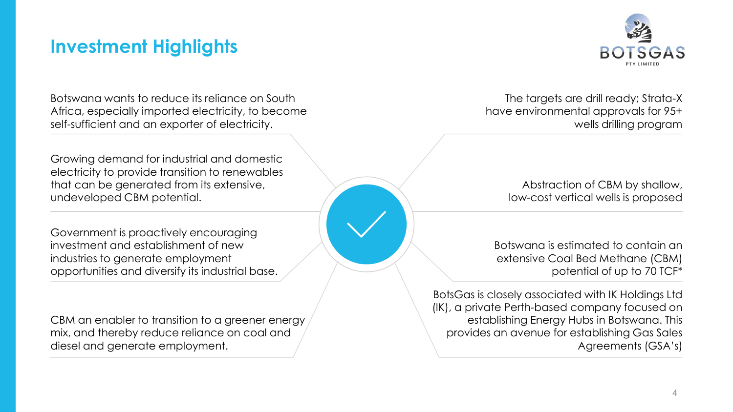## Investment Highlights

Botswana wants to reduce its reliance on South Africa, especially imported electricity, to become self-sufficient and an exporter of electricity.

Growing demand for industrial and domestic electricity to provide transition to renewables that can be generated from its extensive, undeveloped CBM potential.

Government is proactively encouraging investment and establishment of new industries to generate employment opportunities and diversify its industrial base.

CBM an enabler to transition to a greener energy mix, and thereby reduce reliance on coal and diesel and generate employment.

The targets are drill ready; Strata-X have environmental approvals for 95+ wells drilling program

Abstraction of CBM by shallow, low-cost vertical wells is proposed

Botswana is estimated to contain an extensive Coal Bed Methane (CBM) potential of up to 70 TCF*

BotsGas is closely associated with IK Holdings Ltd (IK), a private Perth-based company focused on establishing Energy Hubs in Botswana. This provides an avenue for establishing Gas Sales Agreements (GSA's)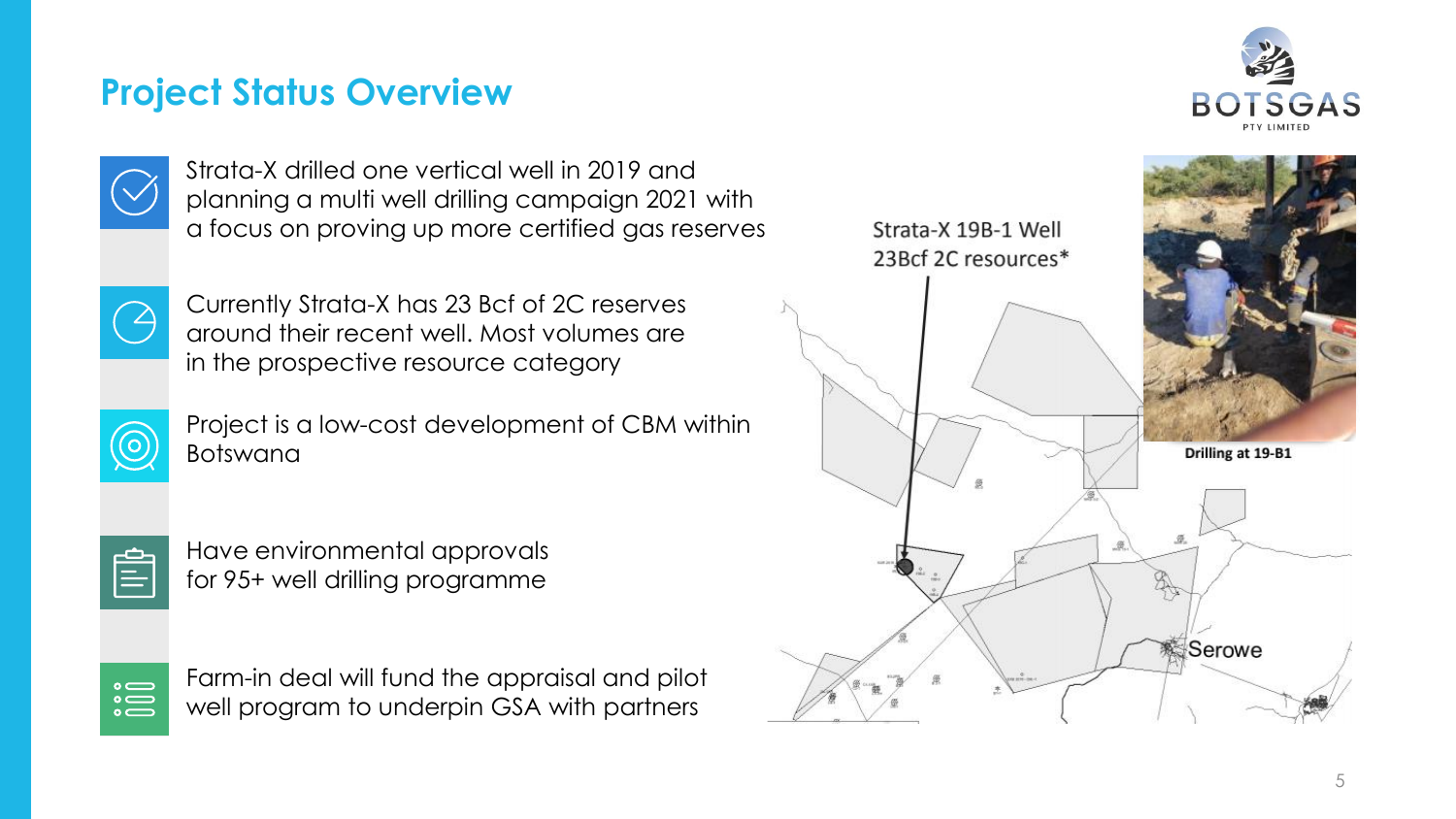# Project Status Overview

- Strata-X drilled one vertical well in 2019 and planning a multi well drilling campaign 2021 with a focus on proving up more certified gas reserves
- Currently Strata-X has 23 Bcf of 2C reserves around their recent well. Most volumes are in the prospective resource category
- Project is a low-cost development of CBM within Botswana
- Have environmental approvals for 95+ well drilling programme
- Farm-in deal will fund the appraisal and pilot well program to underpin GSA with partners

Strata-X 19B-1 Well 23Bcf 2C resources*

Serowe

Drilling at 19-B1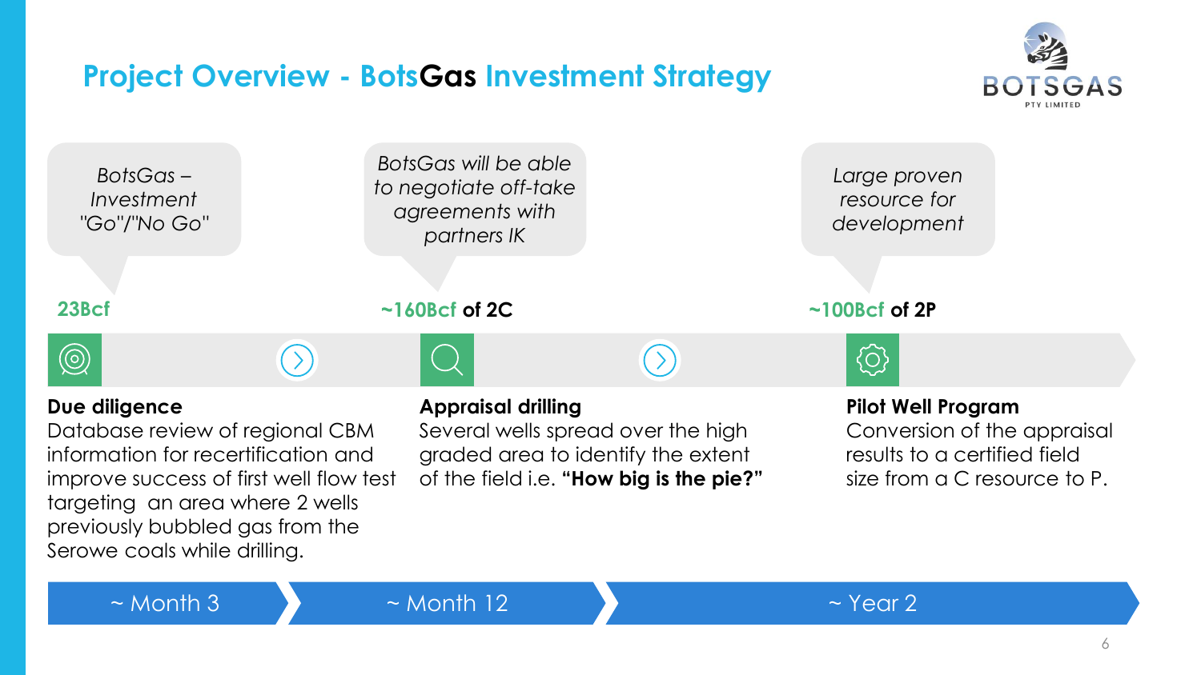# Project Overview - BotsGas Investment Strategy

BOTSGAS PTY LIMITED

| | | |
|---|---|---|
| *BotsGas – Investment "Go"/"No Go"* | *BotsGas will be able to negotiate off-take agreements with partners IK* | *Large proven resource for development* |
| **23Bcf** | **~160Bcf of 2C** | **~100Bcf of 2P** |
| **Due diligence** Database review of regional CBM information for recertification and improve success of first well flow test targeting an area where 2 wells previously bubbled gas from the Serowe coals while drilling. | **Appraisal drilling** Several wells spread over the high graded area to identify the extent of the field i.e. **"How big is the pie?"** | **Pilot Well Program** Conversion of the appraisal results to a certified field size from a C resource to P. |
| ~ Month 3 | ~ Month 12 | ~ Year 2 |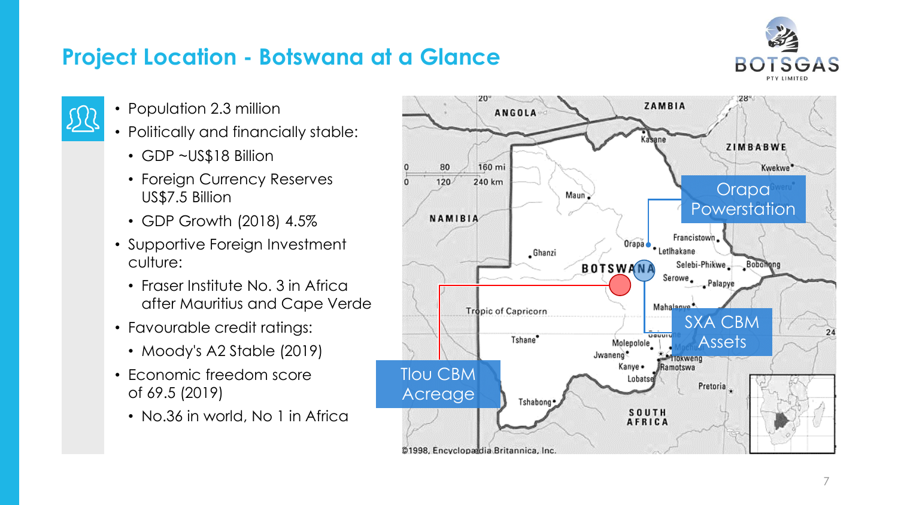# Project Location - Botswana at a Glance

- Population 2.3 million
- Politically and financially stable:
  - GDP ~US$18 Billion
  - Foreign Currency Reserves US$7.5 Billion
  - GDP Growth (2018) 4.5%
- Supportive Foreign Investment culture:
  - Fraser Institute No. 3 in Africa after Mauritius and Cape Verde
- Favourable credit ratings:
  - Moody's A2 Stable (2019)
- Economic freedom score of 69.5 (2019)
  - No.36 in world, No 1 in Africa

Orapa Powerstation

SXA CBM Assets

Tlou CBM Acreage

©1998, Encyclopaedia Britannica, Inc.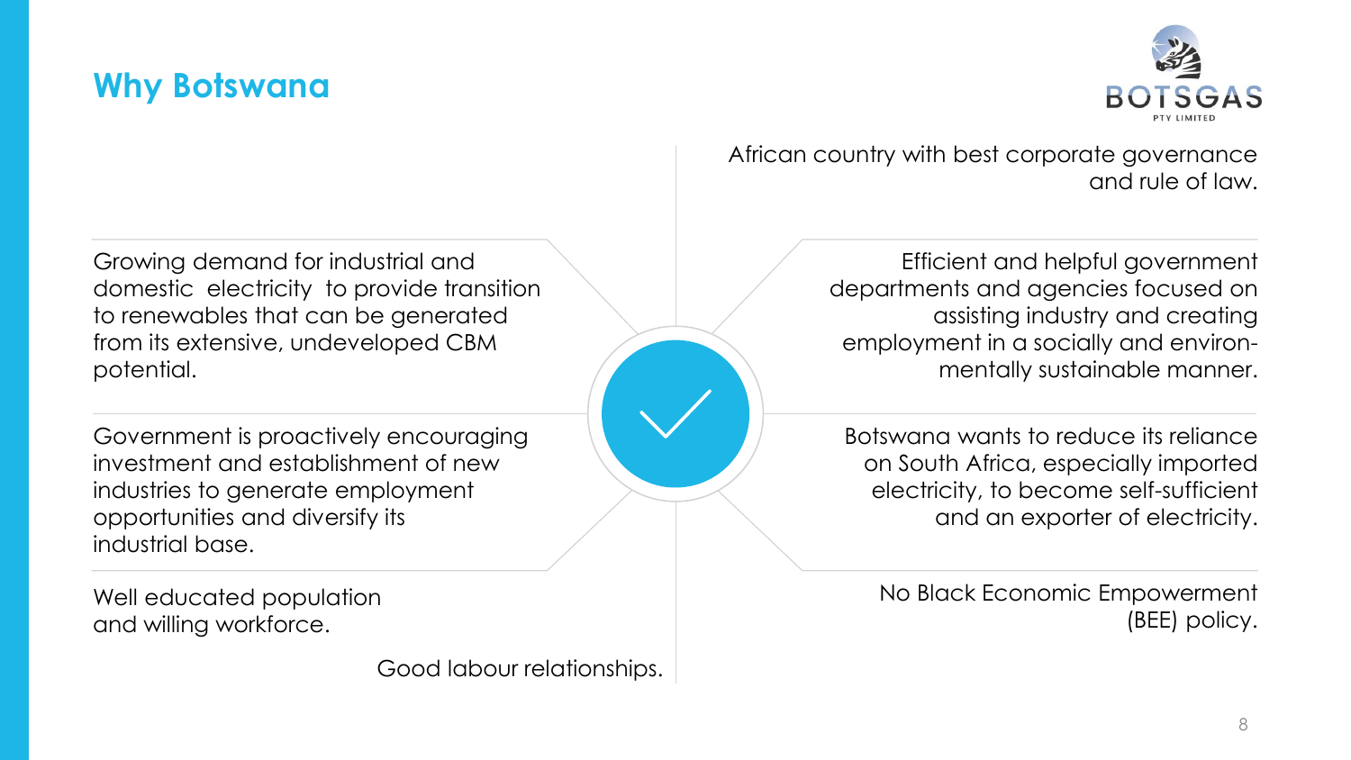# Why Botswana

- African country with best corporate governance and rule of law.
- Growing demand for industrial and domestic electricity to provide transition to renewables that can be generated from its extensive, undeveloped CBM potential.
- Efficient and helpful government departments and agencies focused on assisting industry and creating employment in a socially and environmentally sustainable manner.
- Government is proactively encouraging investment and establishment of new industries to generate employment opportunities and diversify its industrial base.
- Botswana wants to reduce its reliance on South Africa, especially imported electricity, to become self-sufficient and an exporter of electricity.
- Well educated population and willing workforce.
- No Black Economic Empowerment (BEE) policy.
- Good labour relationships.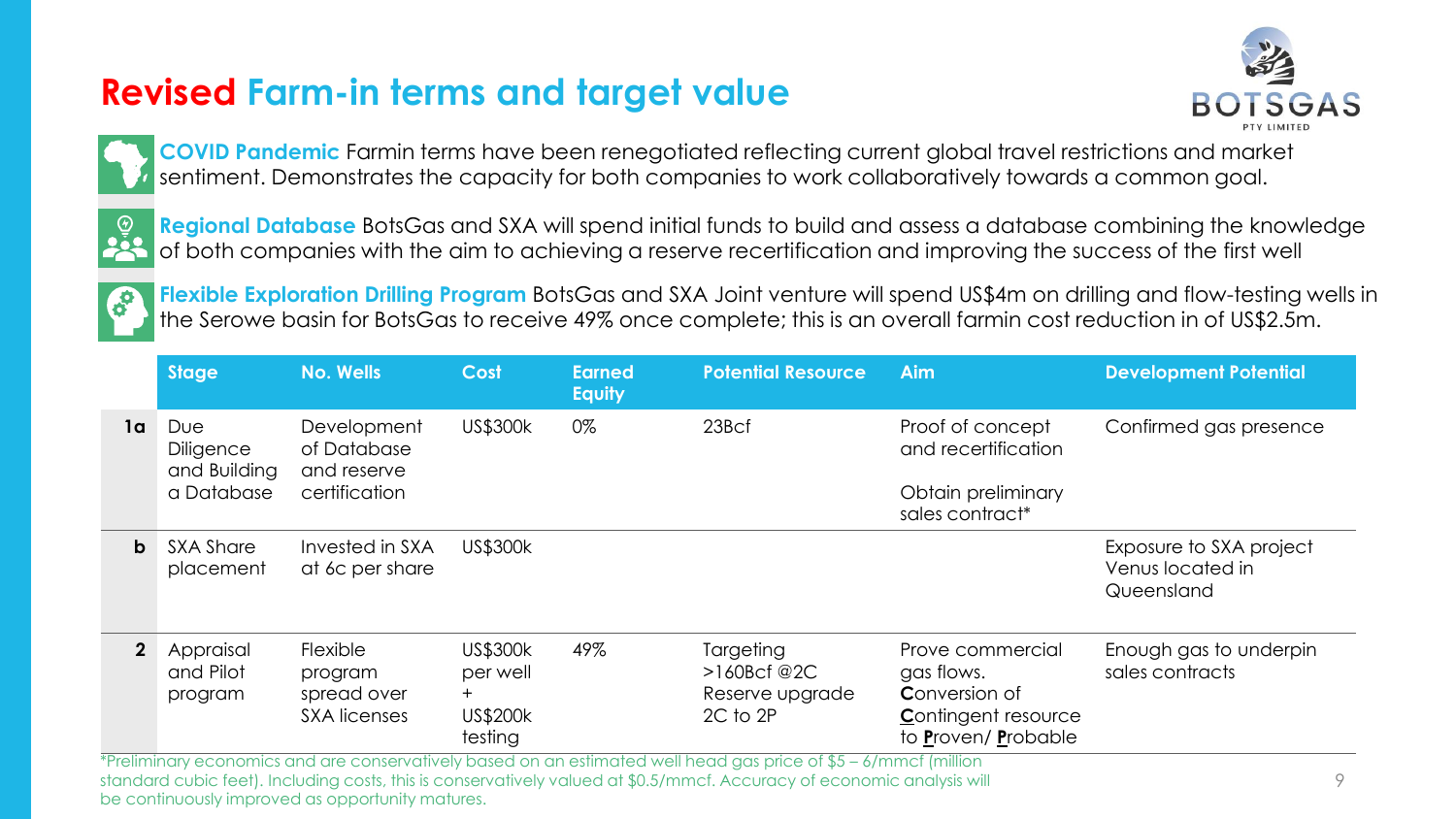# Revised Farm-in terms and target value

**COVID Pandemic** Farmin terms have been renegotiated reflecting current global travel restrictions and market sentiment. Demonstrates the capacity for both companies to work collaboratively towards a common goal.

**Regional Database** BotsGas and SXA will spend initial funds to build and assess a database combining the knowledge of both companies with the aim to achieving a reserve recertification and improving the success of the first well

**Flexible Exploration Drilling Program** BotsGas and SXA Joint venture will spend US$4m on drilling and flow-testing wells in the Serowe basin for BotsGas to receive 49% once complete; this is an overall farmin cost reduction in of US$2.5m.

| | Stage | No. Wells | Cost | Earned Equity | Potential Resource | Aim | Development Potential |
|---|---|---|---|---|---|---|---|
| 1a | Due Diligence and Building a Database | Development of Database and reserve certification | US$300k | 0% | 23Bcf | Proof of concept and recertification<br><br>Obtain preliminary sales contract* | Confirmed gas presence |
| b | SXA Share placement | Invested in SXA at 6c per share | US$300k | | | | Exposure to SXA project Venus located in Queensland |
| 2 | Appraisal and Pilot program | Flexible program spread over SXA licenses | US$300k per well + US$200k testing | 49% | Targeting >160Bcf @2C Reserve upgrade 2C to 2P | Prove commercial gas flows. **C**onversion of **C**ontingent resource to **P**roven/ **P**robable | Enough gas to underpin sales contracts |

*Preliminary economics and are conservatively based on an estimated well head gas price of $5 – 6/mmcf (million standard cubic feet). Including costs, this is conservatively valued at $0.5/mmcf. Accuracy of economic analysis will be continuously improved as opportunity matures.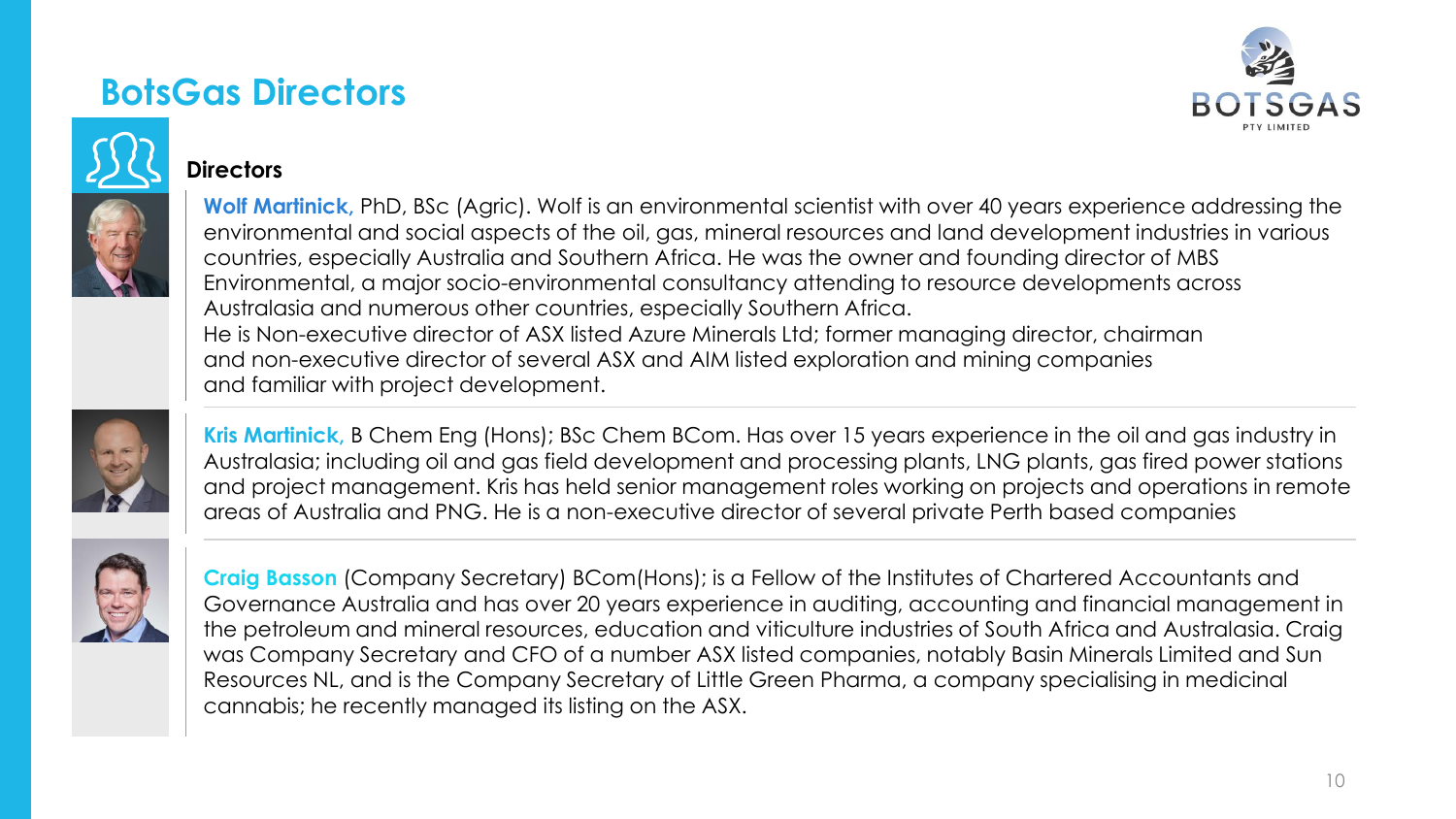# BotsGas Directors

### Directors

**Wolf Martinick,** PhD, BSc (Agric). Wolf is an environmental scientist with over 40 years experience addressing the environmental and social aspects of the oil, gas, mineral resources and land development industries in various countries, especially Australia and Southern Africa. He was the owner and founding director of MBS Environmental, a major socio-environmental consultancy attending to resource developments across Australasia and numerous other countries, especially Southern Africa.
He is Non-executive director of ASX listed Azure Minerals Ltd; former managing director, chairman and non-executive director of several ASX and AIM listed exploration and mining companies and familiar with project development.

**Kris Martinick,** B Chem Eng (Hons); BSc Chem BCom. Has over 15 years experience in the oil and gas industry in Australasia; including oil and gas field development and processing plants, LNG plants, gas fired power stations and project management. Kris has held senior management roles working on projects and operations in remote areas of Australia and PNG. He is a non-executive director of several private Perth based companies

**Craig Basson** (Company Secretary) BCom(Hons); is a Fellow of the Institutes of Chartered Accountants and Governance Australia and has over 20 years experience in auditing, accounting and financial management in the petroleum and mineral resources, education and viticulture industries of South Africa and Australasia. Craig was Company Secretary and CFO of a number ASX listed companies, notably Basin Minerals Limited and Sun Resources NL, and is the Company Secretary of Little Green Pharma, a company specialising in medicinal cannabis; he recently managed its listing on the ASX.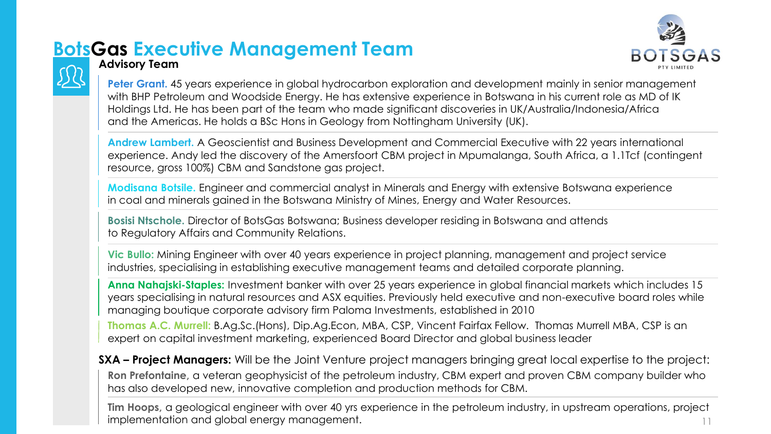# BotsGas Executive Management Team

## Advisory Team

**Peter Grant.** 45 years experience in global hydrocarbon exploration and development mainly in senior management with BHP Petroleum and Woodside Energy. He has extensive experience in Botswana in his current role as MD of IK Holdings Ltd. He has been part of the team who made significant discoveries in UK/Australia/Indonesia/Africa and the Americas. He holds a BSc Hons in Geology from Nottingham University (UK).

**Andrew Lambert.** A Geoscientist and Business Development and Commercial Executive with 22 years international experience. Andy led the discovery of the Amersfoort CBM project in Mpumalanga, South Africa, a 1.1Tcf (contingent resource, gross 100%) CBM and Sandstone gas project.

**Modisana Botsile.** Engineer and commercial analyst in Minerals and Energy with extensive Botswana experience in coal and minerals gained in the Botswana Ministry of Mines, Energy and Water Resources.

**Bosisi Ntschole.** Director of BotsGas Botswana; Business developer residing in Botswana and attends to Regulatory Affairs and Community Relations.

**Vic Bullo:** Mining Engineer with over 40 years experience in project planning, management and project service industries, specialising in establishing executive management teams and detailed corporate planning.

**Anna Nahajski-Staples:** Investment banker with over 25 years experience in global financial markets which includes 15 years specialising in natural resources and ASX equities. Previously held executive and non-executive board roles while managing boutique corporate advisory firm Paloma Investments, established in 2010

**Thomas A.C. Murrell:** B.Ag.Sc.(Hons), Dip.Ag.Econ, MBA, CSP, Vincent Fairfax Fellow. Thomas Murrell MBA, CSP is an expert on capital investment marketing, experienced Board Director and global business leader

**SXA – Project Managers:** Will be the Joint Venture project managers bringing great local expertise to the project:

**Ron Prefontaine**, a veteran geophysicist of the petroleum industry, CBM expert and proven CBM company builder who has also developed new, innovative completion and production methods for CBM.

**Tim Hoops**, a geological engineer with over 40 yrs experience in the petroleum industry, in upstream operations, project implementation and global energy management.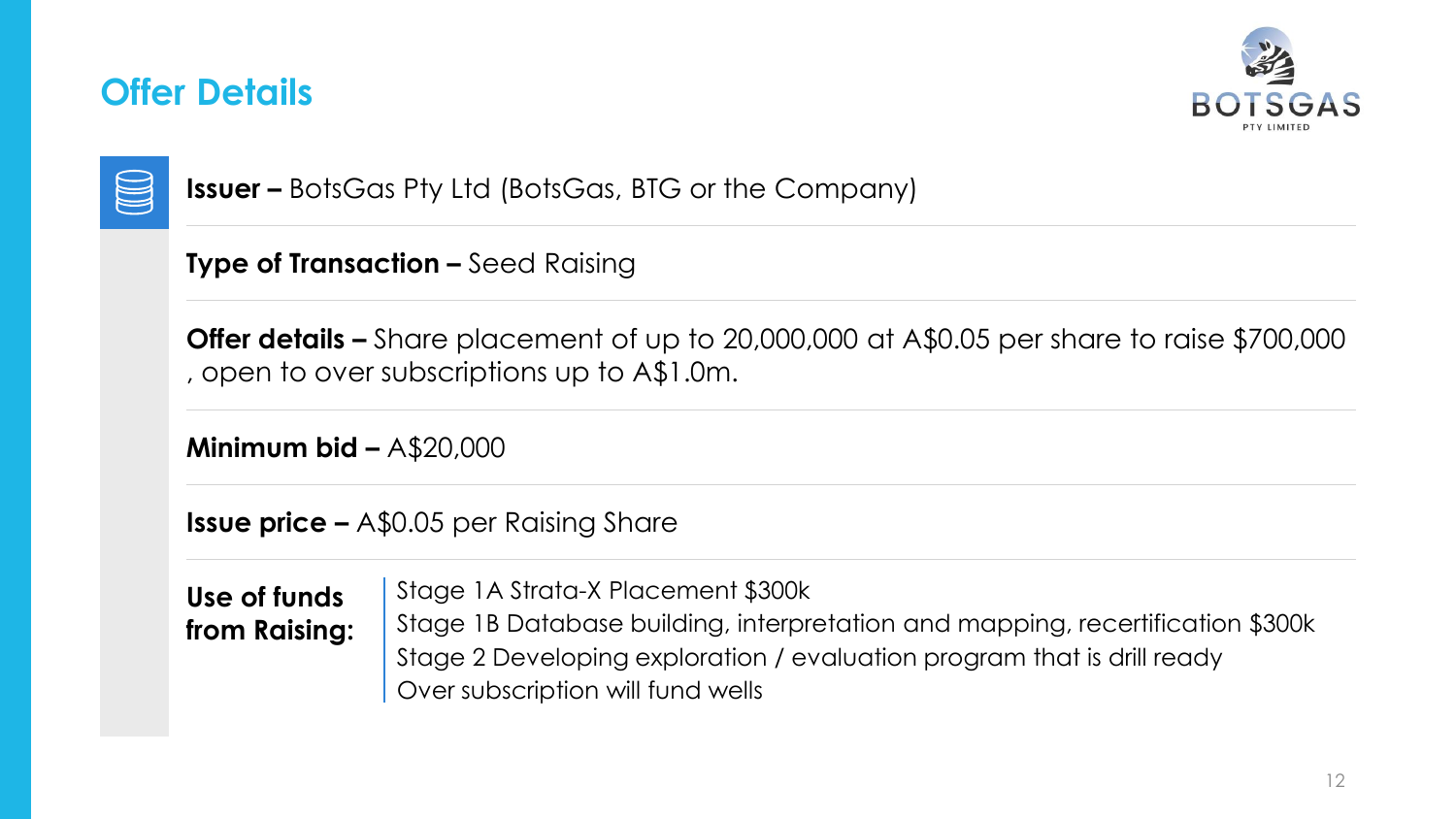## Offer Details

**Issuer –** BotsGas Pty Ltd (BotsGas, BTG or the Company)

**Type of Transaction –** Seed Raising

**Offer details –** Share placement of up to 20,000,000 at A$0.05 per share to raise $700,000 , open to over subscriptions up to A$1.0m.

**Minimum bid –** A$20,000

**Issue price –** A$0.05 per Raising Share

**Use of funds from Raising:**

Stage 1A Strata-X Placement $300k
Stage 1B Database building, interpretation and mapping, recertification $300k
Stage 2 Developing exploration / evaluation program that is drill ready
Over subscription will fund wells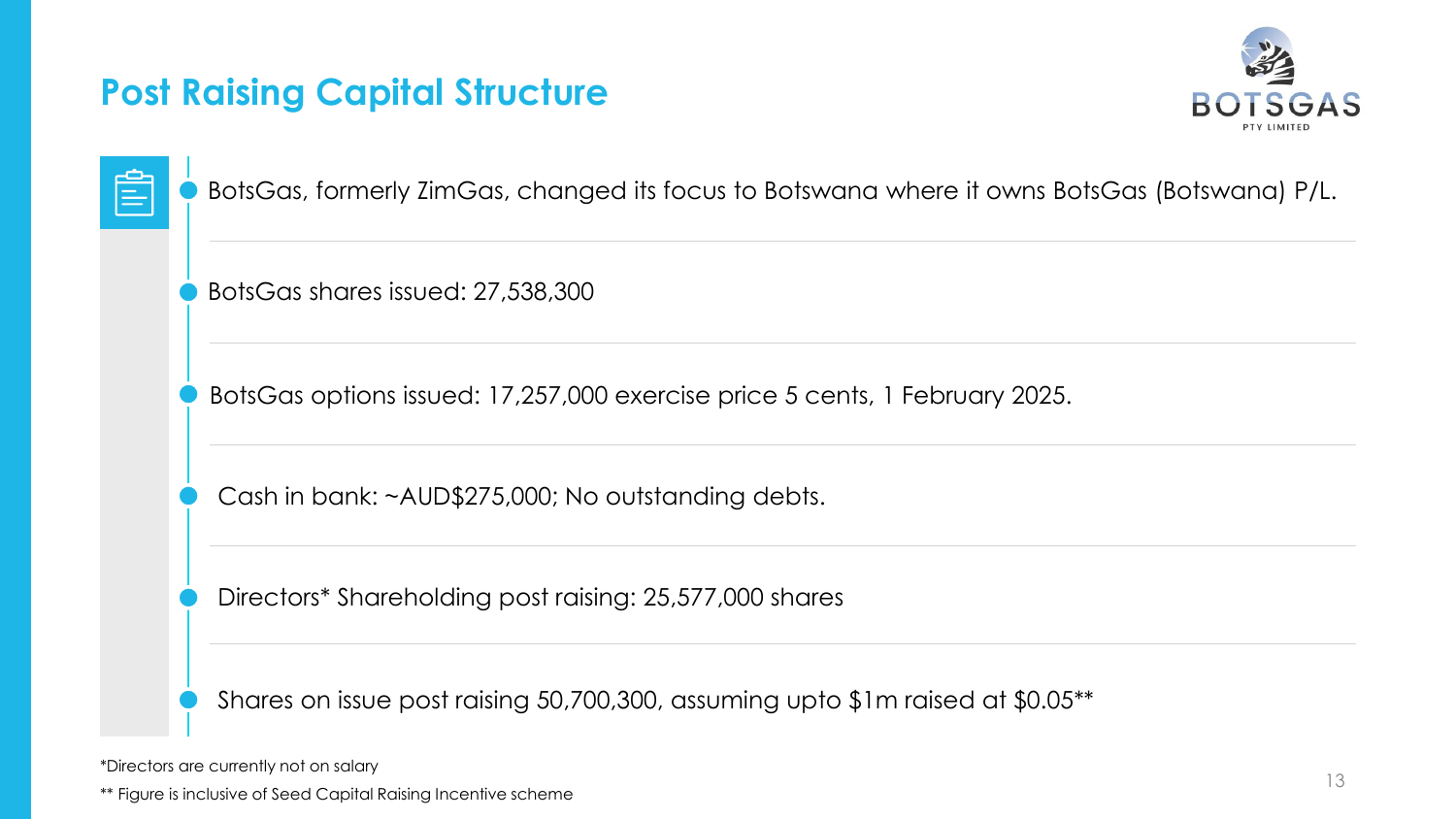# Post Raising Capital Structure

- BotsGas, formerly ZimGas, changed its focus to Botswana where it owns BotsGas (Botswana) P/L.
- BotsGas shares issued: 27,538,300
- BotsGas options issued: 17,257,000 exercise price 5 cents, 1 February 2025.
- Cash in bank: ~AUD$275,000; No outstanding debts.
- Directors* Shareholding post raising: 25,577,000 shares
- Shares on issue post raising 50,700,300, assuming upto $1m raised at $0.05**

*Directors are currently not on salary

** Figure is inclusive of Seed Capital Raising Incentive scheme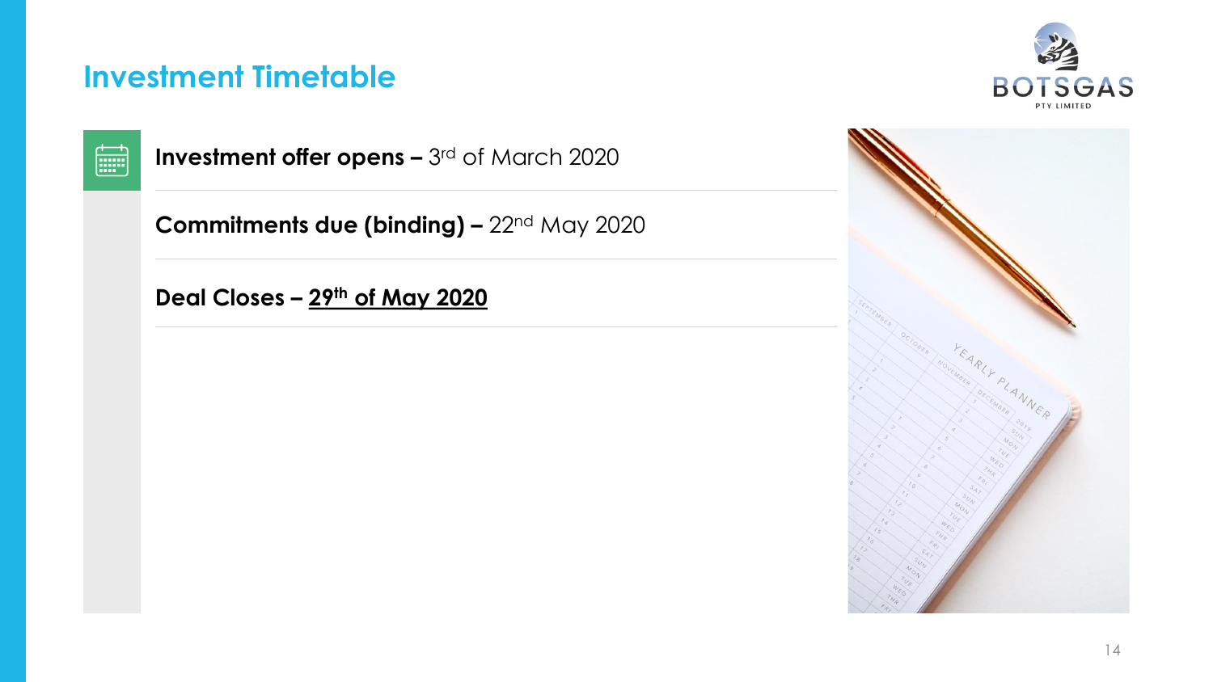# Investment Timetable

**Investment offer opens –** 3rd of March 2020

**Commitments due (binding) –** 22nd May 2020

**Deal Closes – 29th of May 2020**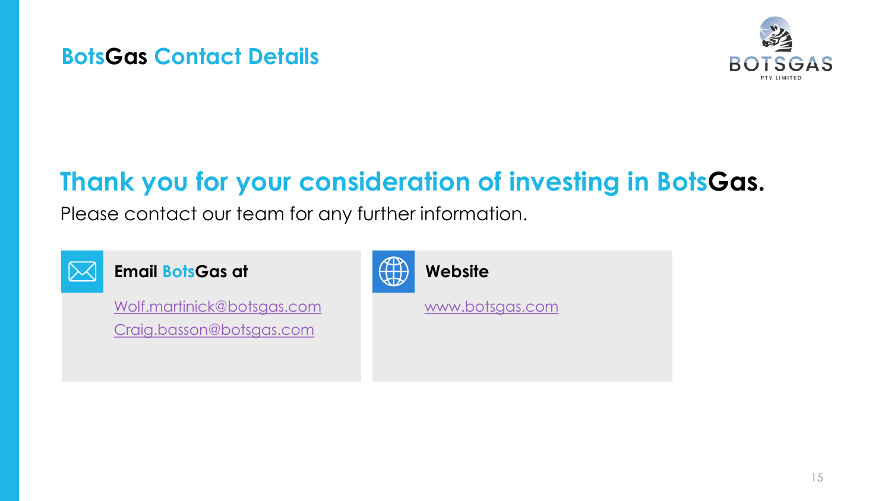## BotsGas Contact Details

# Thank you for your consideration of investing in BotsGas.

Please contact our team for any further information.

**Email BotsGas at**

Wolf.martinick@botsgas.com

Craig.basson@botsgas.com

**Website**

www.botsgas.com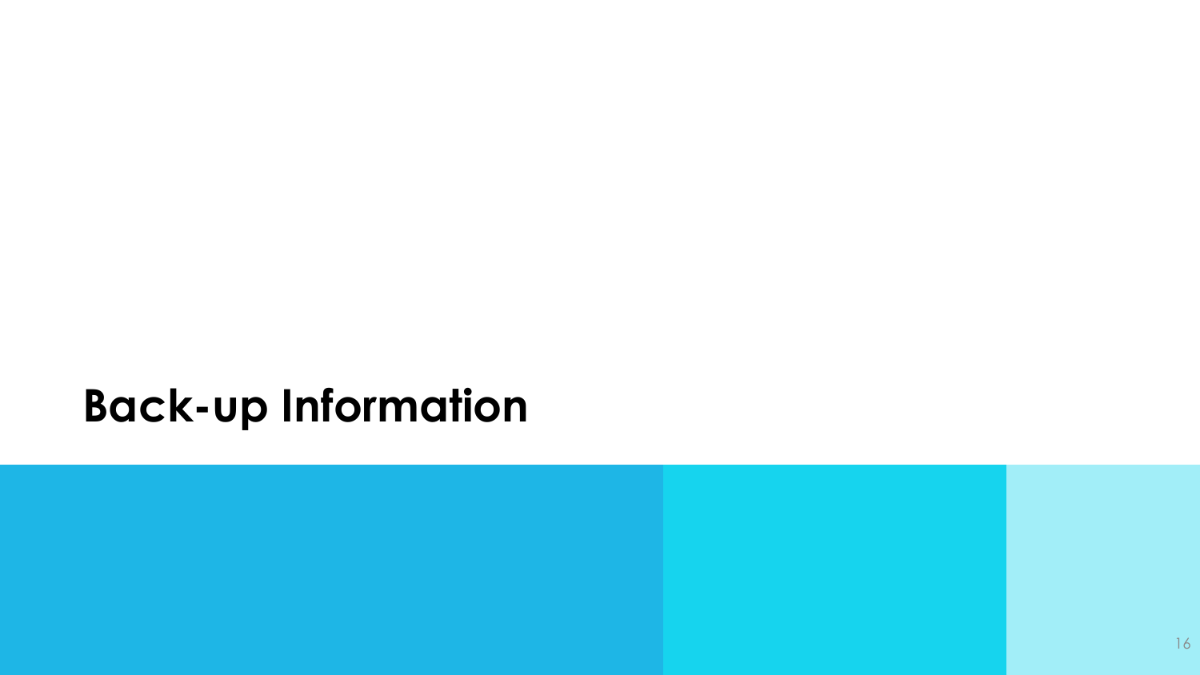# Back-up Information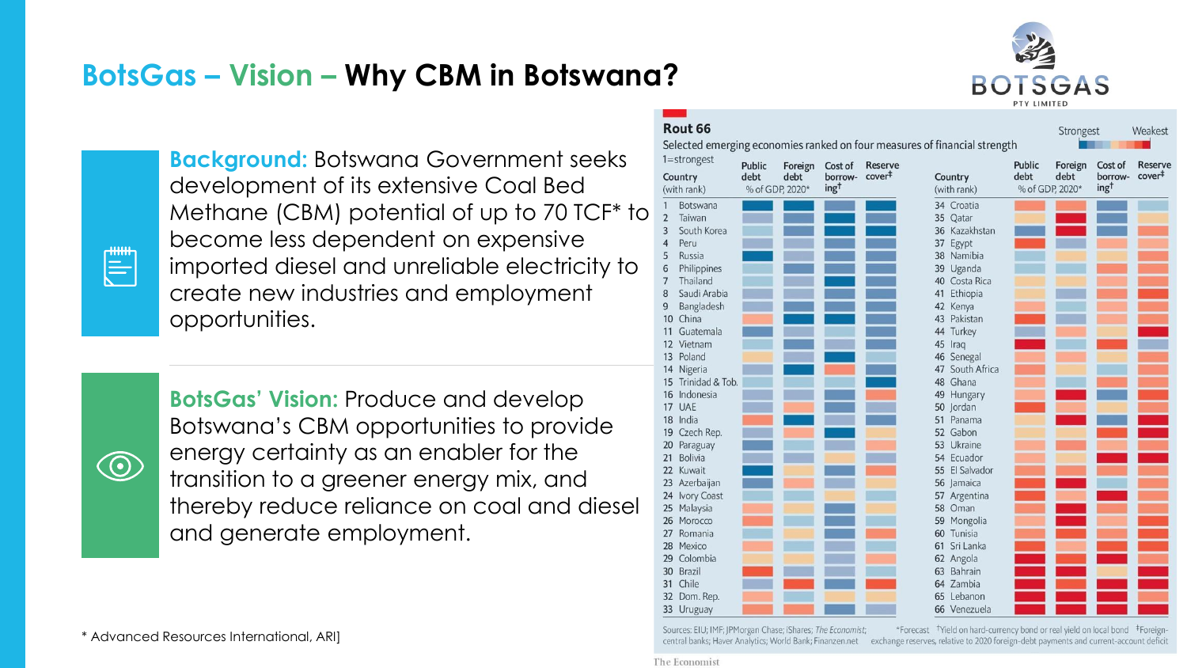# BotsGas – Vision – Why CBM in Botswana?

**Background:** Botswana Government seeks development of its extensive Coal Bed Methane (CBM) potential of up to 70 TCF* to become less dependent on expensive imported diesel and unreliable electricity to create new industries and employment opportunities.

**BotsGas' Vision:** Produce and develop Botswana's CBM opportunities to provide energy certainty as an enabler for the transition to a greener energy mix, and thereby reduce reliance on coal and diesel and generate employment.

**Rout 66**

Selected emerging economies ranked on four measures of financial strength

1=strongest

| Country (with rank) | Country (with rank) |
|---|---|
| 1 Botswana | 34 Croatia |
| 2 Taiwan | 35 Qatar |
| 3 South Korea | 36 Kazakhstan |
| 4 Peru | 37 Egypt |
| 5 Russia | 38 Namibia |
| 6 Philippines | 39 Uganda |
| 7 Thailand | 40 Costa Rica |
| 8 Saudi Arabia | 41 Ethiopia |
| 9 Bangladesh | 42 Kenya |
| 10 China | 43 Pakistan |
| 11 Guatemala | 44 Turkey |
| 12 Vietnam | 45 Iraq |
| 13 Poland | 46 Senegal |
| 14 Nigeria | 47 South Africa |
| 15 Trinidad & Tob. | 48 Ghana |
| 16 Indonesia | 49 Hungary |
| 17 UAE | 50 Jordan |
| 18 India | 51 Panama |
| 19 Czech Rep. | 52 Gabon |
| 20 Paraguay | 53 Ukraine |
| 21 Bolivia | 54 Ecuador |
| 22 Kuwait | 55 El Salvador |
| 23 Azerbaijan | 56 Jamaica |
| 24 Ivory Coast | 57 Argentina |
| 25 Malaysia | 58 Oman |
| 26 Morocco | 59 Mongolia |
| 27 Romania | 60 Tunisia |
| 28 Mexico | 61 Sri Lanka |
| 29 Colombia | 62 Angola |
| 30 Brazil | 63 Bahrain |
| 31 Chile | 64 Zambia |
| 32 Dom. Rep. | 65 Lebanon |
| 33 Uruguay | 66 Venezuela |

Columns: Public debt (% of GDP, 2020*); Foreign debt; Cost of borrowing†; Reserve cover‡. Scale: Strongest – Weakest.

Sources: EIU; IMF; JPMorgan Chase; iShares; *The Economist*; central banks; Haver Analytics; World Bank; Finanzen.net

*Forecast †Yield on hard-currency bond or real yield on local bond ‡Foreign-exchange reserves, relative to 2020 foreign-debt payments and current-account deficit

The Economist

\* Advanced Resources International, ARI]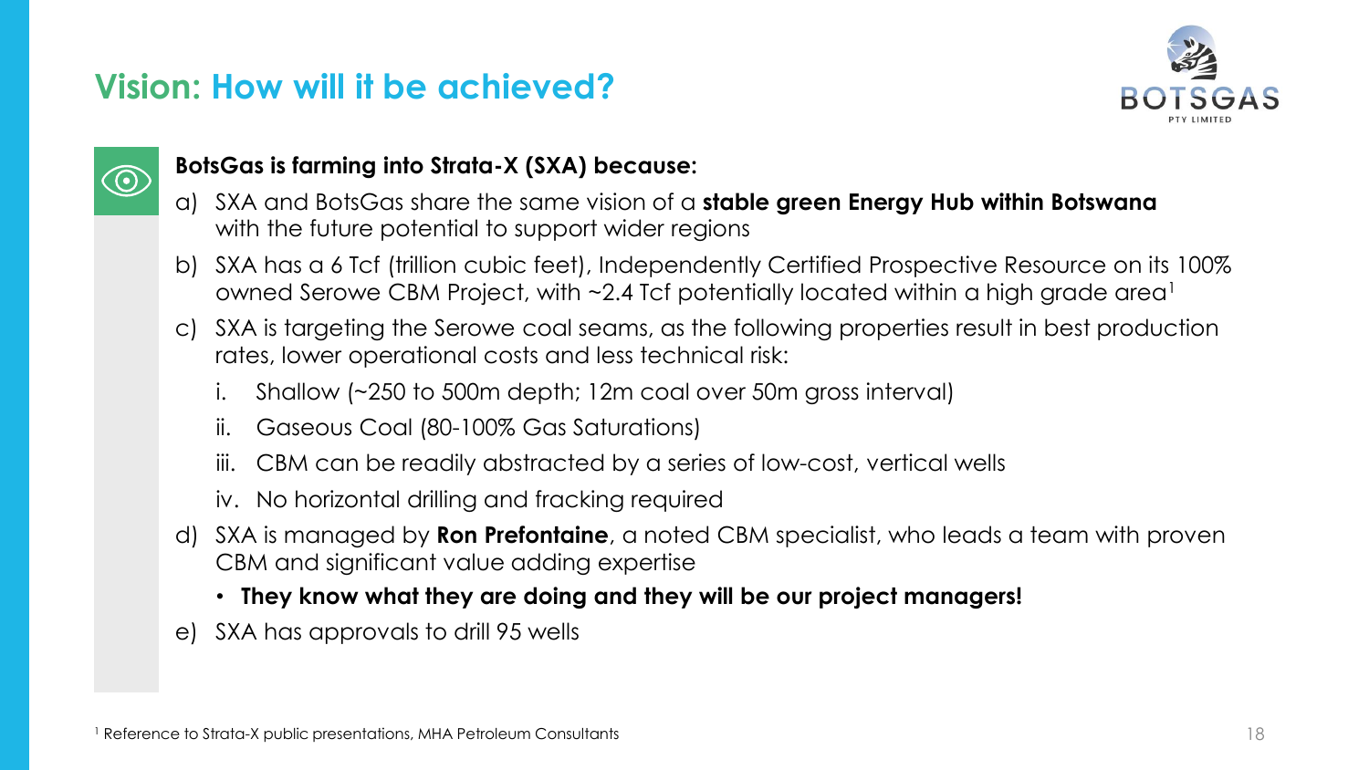# Vision: How will it be achieved?

**BotsGas is farming into Strata-X (SXA) because:**

a) SXA and BotsGas share the same vision of a **stable green Energy Hub within Botswana** with the future potential to support wider regions

b) SXA has a 6 Tcf (trillion cubic feet), Independently Certified Prospective Resource on its 100% owned Serowe CBM Project, with ~2.4 Tcf potentially located within a high grade area[1]

c) SXA is targeting the Serowe coal seams, as the following properties result in best production rates, lower operational costs and less technical risk:

   i. Shallow (~250 to 500m depth; 12m coal over 50m gross interval)

   ii. Gaseous Coal (80-100% Gas Saturations)

   iii. CBM can be readily abstracted by a series of low-cost, vertical wells

   iv. No horizontal drilling and fracking required

d) SXA is managed by **Ron Prefontaine**, a noted CBM specialist, who leads a team with proven CBM and significant value adding expertise

   - **They know what they are doing and they will be our project managers!**

e) SXA has approvals to drill 95 wells

[1] Reference to Strata-X public presentations, MHA Petroleum Consultants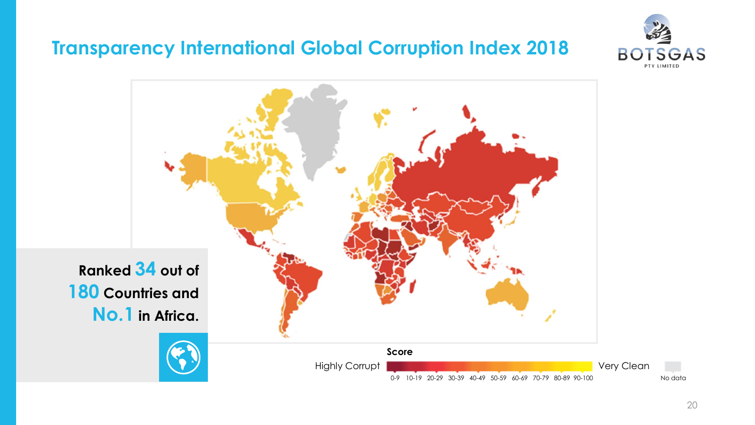# Transparency International Global Corruption Index 2018

**Ranked 34 out of 180 Countries and No.1 in Africa.**

**Score**

Highly Corrupt — 0-9, 10-19, 20-29, 30-39, 40-49, 50-59, 60-69, 70-79, 80-89, 90-100 — Very Clean

No data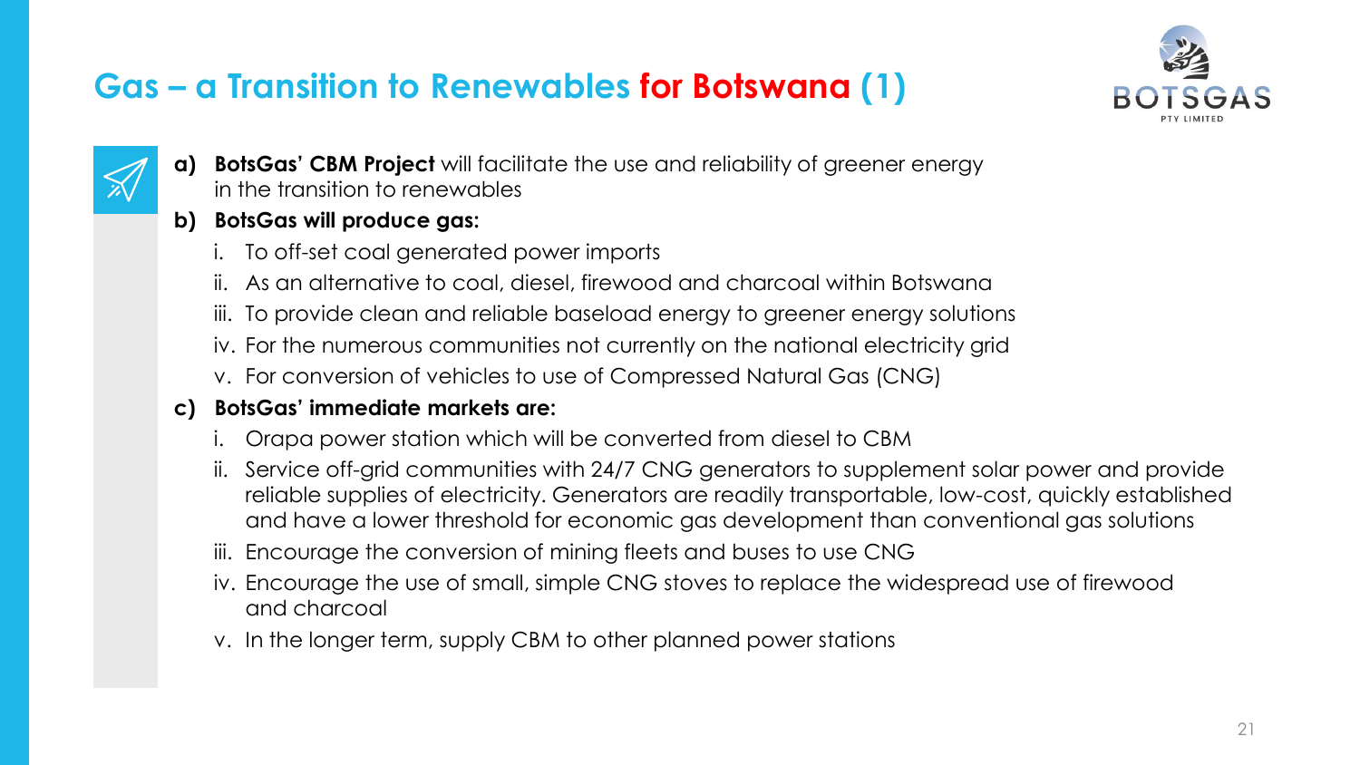# Gas – a Transition to Renewables for Botswana (1)

**a) BotsGas' CBM Project** will facilitate the use and reliability of greener energy in the transition to renewables

**b) BotsGas will produce gas:**

i. To off-set coal generated power imports
ii. As an alternative to coal, diesel, firewood and charcoal within Botswana
iii. To provide clean and reliable baseload energy to greener energy solutions
iv. For the numerous communities not currently on the national electricity grid
v. For conversion of vehicles to use of Compressed Natural Gas (CNG)

**c) BotsGas' immediate markets are:**

i. Orapa power station which will be converted from diesel to CBM
ii. Service off-grid communities with 24/7 CNG generators to supplement solar power and provide reliable supplies of electricity. Generators are readily transportable, low-cost, quickly established and have a lower threshold for economic gas development than conventional gas solutions
iii. Encourage the conversion of mining fleets and buses to use CNG
iv. Encourage the use of small, simple CNG stoves to replace the widespread use of firewood and charcoal
v. In the longer term, supply CBM to other planned power stations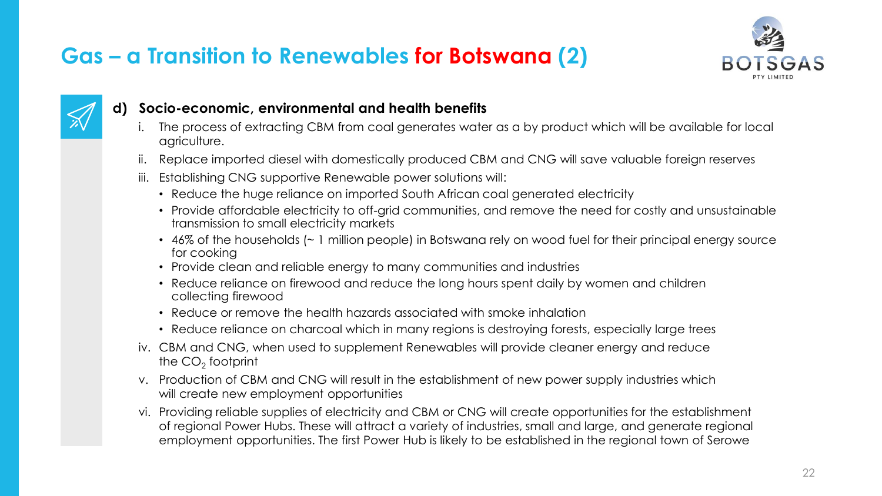# Gas – a Transition to Renewables for Botswana (2)

**d) Socio-economic, environmental and health benefits**

i. The process of extracting CBM from coal generates water as a by product which will be available for local agriculture.

ii. Replace imported diesel with domestically produced CBM and CNG will save valuable foreign reserves

iii. Establishing CNG supportive Renewable power solutions will:
   - Reduce the huge reliance on imported South African coal generated electricity
   - Provide affordable electricity to off-grid communities, and remove the need for costly and unsustainable transmission to small electricity markets
   - 46% of the households (~ 1 million people) in Botswana rely on wood fuel for their principal energy source for cooking
   - Provide clean and reliable energy to many communities and industries
   - Reduce reliance on firewood and reduce the long hours spent daily by women and children collecting firewood
   - Reduce or remove the health hazards associated with smoke inhalation
   - Reduce reliance on charcoal which in many regions is destroying forests, especially large trees

iv. CBM and CNG, when used to supplement Renewables will provide cleaner energy and reduce the $CO_2$ footprint

v. Production of CBM and CNG will result in the establishment of new power supply industries which will create new employment opportunities

vi. Providing reliable supplies of electricity and CBM or CNG will create opportunities for the establishment of regional Power Hubs. These will attract a variety of industries, small and large, and generate regional employment opportunities. The first Power Hub is likely to be established in the regional town of Serowe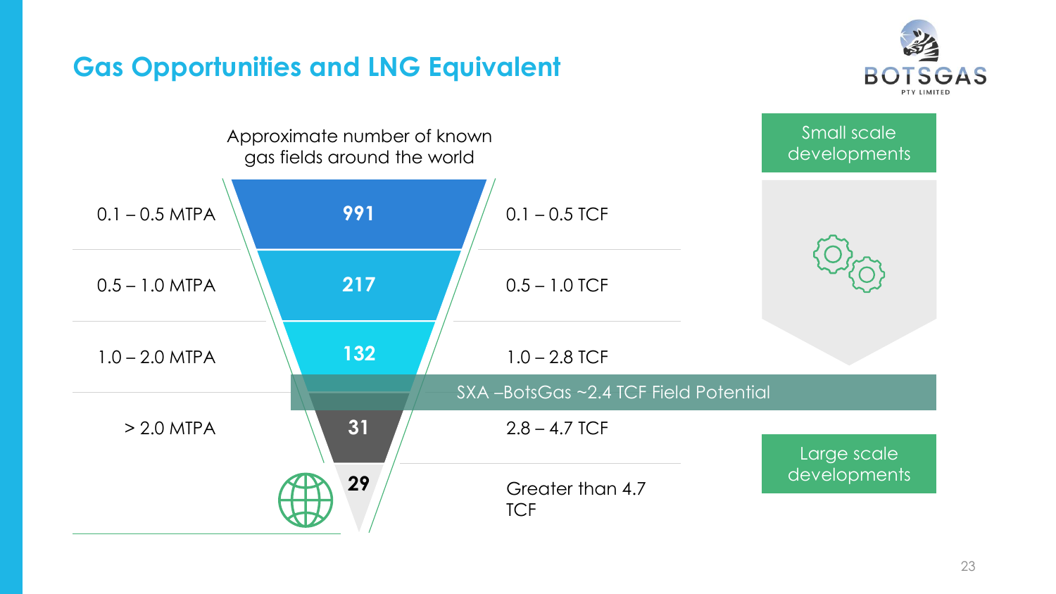# Gas Opportunities and LNG Equivalent

Approximate number of known gas fields around the world

| LNG Equivalent | Number of known gas fields | Field Size |
| --- | --- | --- |
| 0.1 – 0.5 MTPA | **991** | 0.1 – 0.5 TCF |
| 0.5 – 1.0 MTPA | **217** | 0.5 – 1.0 TCF |
| 1.0 – 2.0 MTPA | **132** | 1.0 – 2.8 TCF |
| > 2.0 MTPA | **31** | 2.8 – 4.7 TCF |
| | **29** | Greater than 4.7 TCF |

SXA –BotsGas ~2.4 TCF Field Potential

Small scale developments

Large scale developments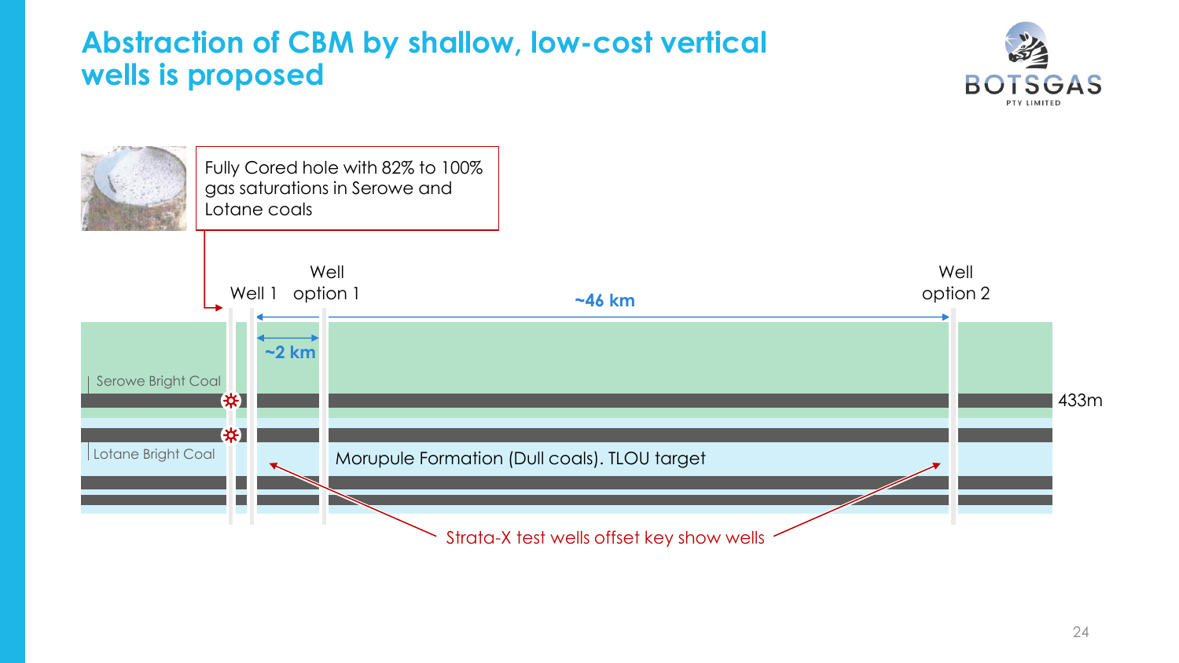# Abstraction of CBM by shallow, low-cost vertical wells is proposed

Fully Cored hole with 82% to 100% gas saturations in Serowe and Lotane coals

Well 1

Well option 1

~2 km

~46 km

Well option 2

Serowe Bright Coal

Lotane Bright Coal

433m

Morupule Formation (Dull coals). TLOU target

Strata-X test wells offset key show wells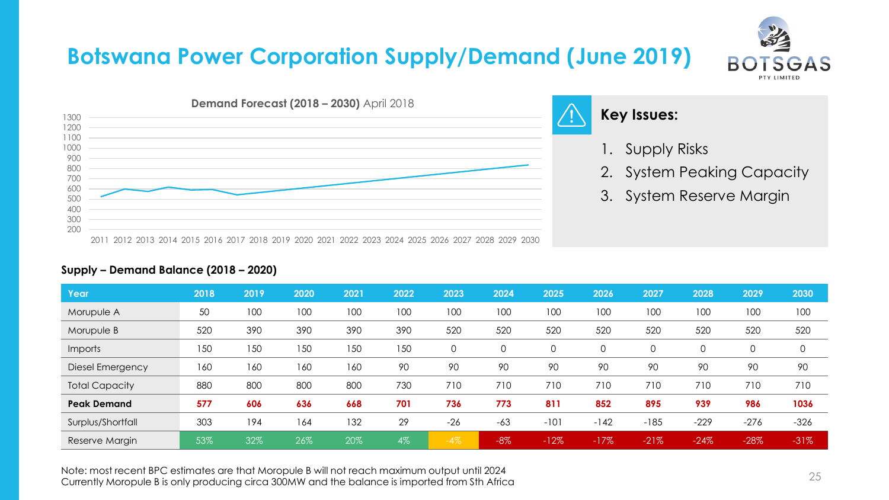# Botswana Power Corporation Supply/Demand (June 2019)

**Demand Forecast (2018 – 2030)** April 2018

**Key Issues:**

1. Supply Risks
2. System Peaking Capacity
3. System Reserve Margin

**Supply – Demand Balance (2018 – 2020)**

| Year | 2018 | 2019 | 2020 | 2021 | 2022 | 2023 | 2024 | 2025 | 2026 | 2027 | 2028 | 2029 | 2030 |
|---|---|---|---|---|---|---|---|---|---|---|---|---|---|
| Morupule A | 50 | 100 | 100 | 100 | 100 | 100 | 100 | 100 | 100 | 100 | 100 | 100 | 100 |
| Morupule B | 520 | 390 | 390 | 390 | 390 | 520 | 520 | 520 | 520 | 520 | 520 | 520 | 520 |
| Imports | 150 | 150 | 150 | 150 | 150 | 0 | 0 | 0 | 0 | 0 | 0 | 0 | 0 |
| Diesel Emergency | 160 | 160 | 160 | 160 | 90 | 90 | 90 | 90 | 90 | 90 | 90 | 90 | 90 |
| Total Capacity | 880 | 800 | 800 | 800 | 730 | 710 | 710 | 710 | 710 | 710 | 710 | 710 | 710 |
| **Peak Demand** | **577** | **606** | **636** | **668** | **701** | **736** | **773** | **811** | **852** | **895** | **939** | **986** | **1036** |
| Surplus/Shortfall | 303 | 194 | 164 | 132 | 29 | -26 | -63 | -101 | -142 | -185 | -229 | -276 | -326 |
| Reserve Margin | 53% | 32% | 26% | 20% | 4% | -4% | -8% | -12% | -17% | -21% | -24% | -28% | -31% |

Note: most recent BPC estimates are that Moropule B will not reach maximum output until 2024
Currently Moropule B is only producing circa 300MW and the balance is imported from Sth Africa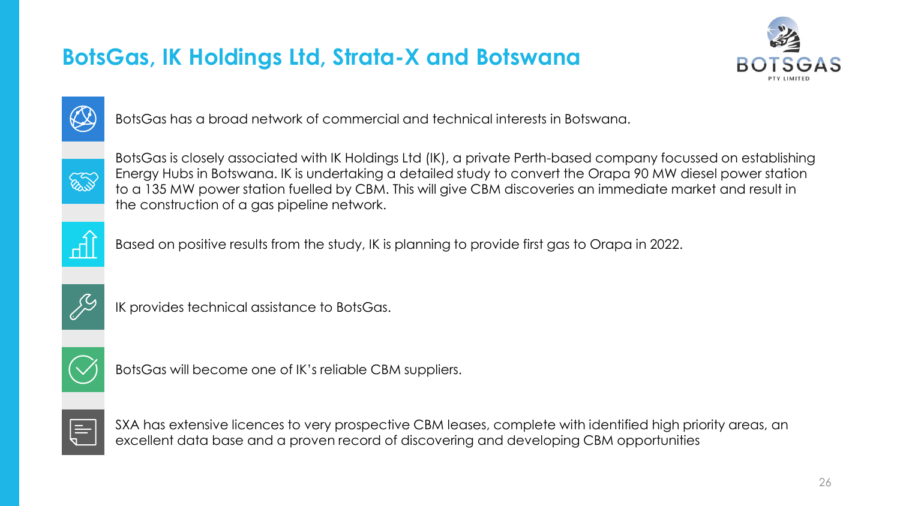# BotsGas, IK Holdings Ltd, Strata-X and Botswana

BotsGas has a broad network of commercial and technical interests in Botswana.

BotsGas is closely associated with IK Holdings Ltd (IK), a private Perth-based company focussed on establishing Energy Hubs in Botswana. IK is undertaking a detailed study to convert the Orapa 90 MW diesel power station to a 135 MW power station fuelled by CBM. This will give CBM discoveries an immediate market and result in the construction of a gas pipeline network.

Based on positive results from the study, IK is planning to provide first gas to Orapa in 2022.

IK provides technical assistance to BotsGas.

BotsGas will become one of IK's reliable CBM suppliers.

SXA has extensive licences to very prospective CBM leases, complete with identified high priority areas, an excellent data base and a proven record of discovering and developing CBM opportunities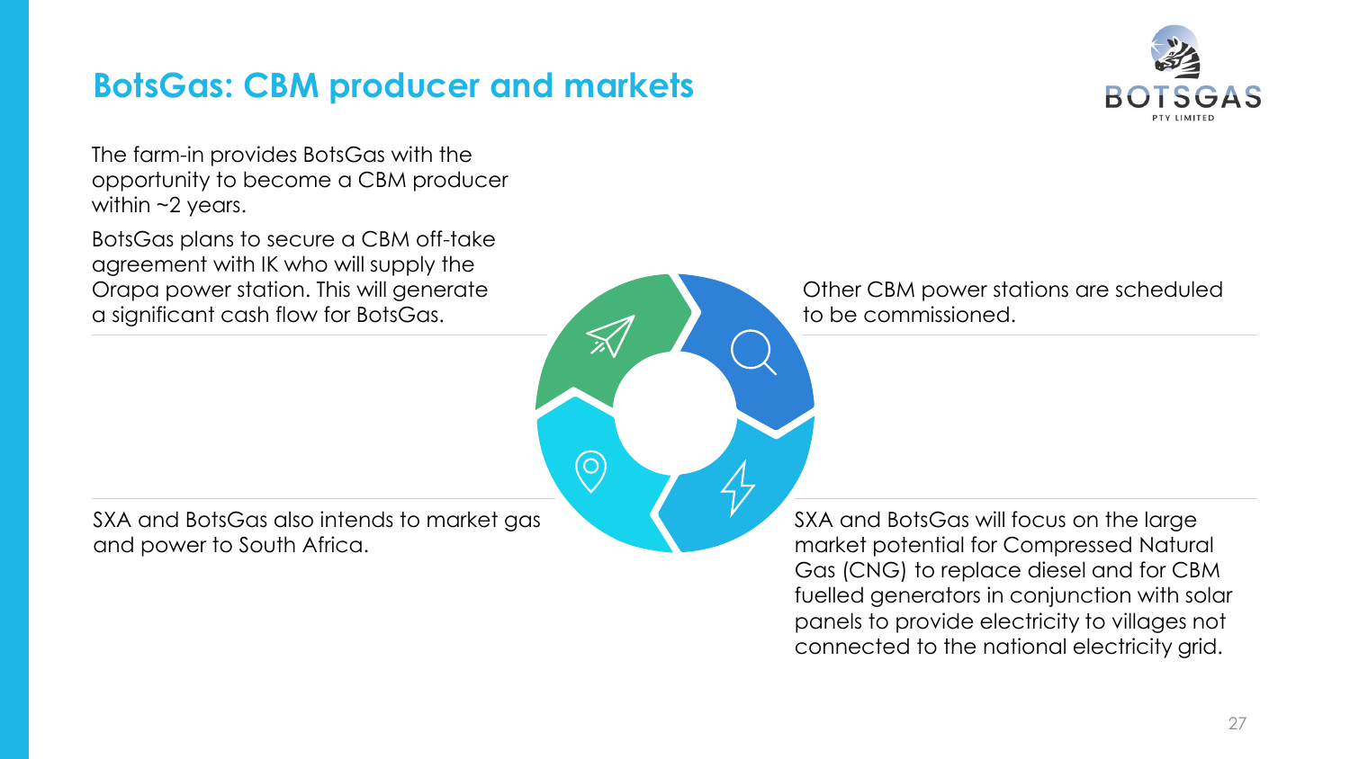# BotsGas: CBM producer and markets

The farm-in provides BotsGas with the opportunity to become a CBM producer within ~2 years.

BotsGas plans to secure a CBM off-take agreement with IK who will supply the Orapa power station. This will generate a significant cash flow for BotsGas.

Other CBM power stations are scheduled to be commissioned.

SXA and BotsGas also intends to market gas and power to South Africa.

SXA and BotsGas will focus on the large market potential for Compressed Natural Gas (CNG) to replace diesel and for CBM fuelled generators in conjunction with solar panels to provide electricity to villages not connected to the national electricity grid.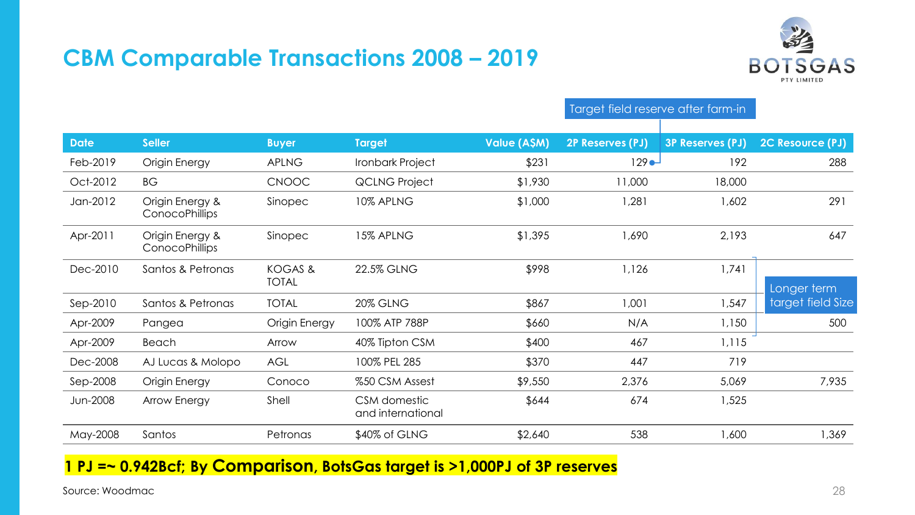# CBM Comparable Transactions 2008 – 2019

Target field reserve after farm-in

| Date | Seller | Buyer | Target | Value (A$M) | 2P Reserves (PJ) | 3P Reserves (PJ) | 2C Resource (PJ) |
|---|---|---|---|---|---|---|---|
| Feb-2019 | Origin Energy | APLNG | Ironbark Project | $231 | 129 | 192 | 288 |
| Oct-2012 | BG | CNOOC | QCLNG Project | $1,930 | 11,000 | 18,000 | |
| Jan-2012 | Origin Energy & ConocoPhillips | Sinopec | 10% APLNG | $1,000 | 1,281 | 1,602 | 291 |
| Apr-2011 | Origin Energy & ConocoPhillips | Sinopec | 15% APLNG | $1,395 | 1,690 | 2,193 | 647 |
| Dec-2010 | Santos & Petronas | KOGAS & TOTAL | 22.5% GLNG | $998 | 1,126 | 1,741 | |
| Sep-2010 | Santos & Petronas | TOTAL | 20% GLNG | $867 | 1,001 | 1,547 | |
| Apr-2009 | Pangea | Origin Energy | 100% ATP 788P | $660 | N/A | 1,150 | 500 |
| Apr-2009 | Beach | Arrow | 40% Tipton CSM | $400 | 467 | 1,115 | |
| Dec-2008 | AJ Lucas & Molopo | AGL | 100% PEL 285 | $370 | 447 | 719 | |
| Sep-2008 | Origin Energy | Conoco | %50 CSM Assest | $9,550 | 2,376 | 5,069 | 7,935 |
| Jun-2008 | Arrow Energy | Shell | CSM domestic and international | $644 | 674 | 1,525 | |
| May-2008 | Santos | Petronas | $40% of GLNG | $2,640 | 538 | 1,600 | 1,369 |

Longer term target field Size

**1 PJ =~ 0.942Bcf; By Comparison, BotsGas target is >1,000PJ of 3P reserves**

Source: Woodmac